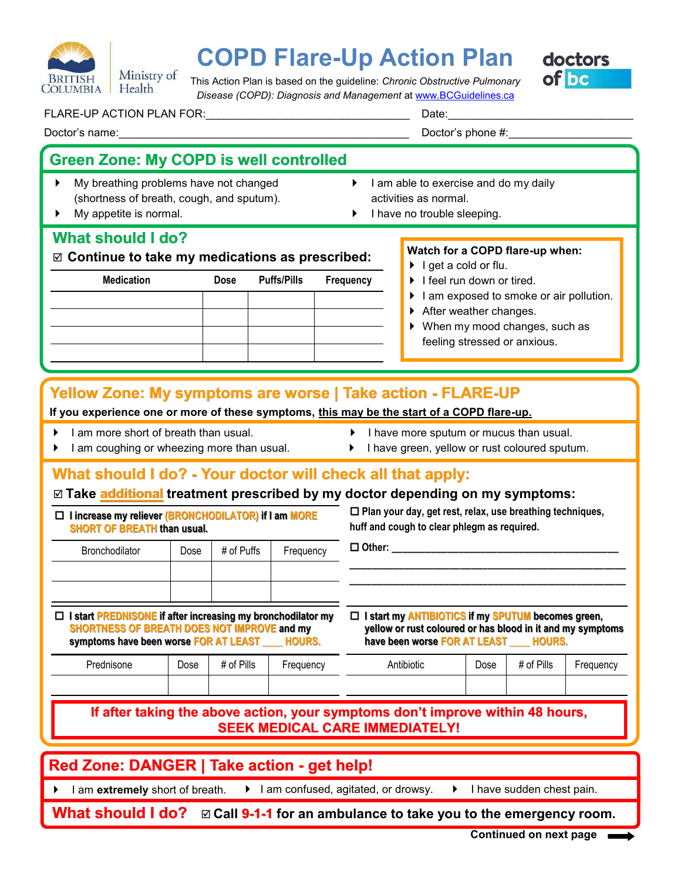# COPD Flare-Up Action Plan

This Action Plan is based on the guideline: *Chronic Obstructive Pulmonary Disease (COPD): Diagnosis and Management* at www.BCGuidelines.ca

FLARE-UP ACTION PLAN FOR:_________________________________ Date:______________________________

Doctor's name:_______________________________________________ Doctor's phone #:____________________

## Green Zone: My COPD is well controlled

- My breathing problems have not changed (shortness of breath, cough, and sputum).
- My appetite is normal.
- I am able to exercise and do my daily activities as normal.
- I have no trouble sleeping.

### What should I do?

☑ **Continue to take my medications as prescribed:**

| Medication | Dose | Puffs/Pills | Frequency |
|---|---|---|---|
| | | | |
| | | | |
| | | | |
| | | | |

**Watch for a COPD flare-up when:**

- I get a cold or flu.
- I feel run down or tired.
- I am exposed to smoke or air pollution.
- After weather changes.
- When my mood changes, such as feeling stressed or anxious.

## Yellow Zone: My symptoms are worse | Take action - FLARE-UP

**If you experience one or more of these symptoms, this may be the start of a COPD flare-up.**

- I am more short of breath than usual.
- I am coughing or wheezing more than usual.
- I have more sputum or mucus than usual.
- I have green, yellow or rust coloured sputum.

### What should I do? - Your doctor will check all that apply:

☑ **Take additional treatment prescribed by my doctor depending on my symptoms:**

☐ **I increase my reliever (BRONCHODILATOR) if I am MORE SHORT OF BREATH than usual.**

| Bronchodilator | Dose | # of Puffs | Frequency |
|---|---|---|---|
| | | | |
| | | | |

☐ **Plan your day, get rest, relax, use breathing techniques, huff and cough to clear phlegm as required.**

☐ **Other:** ______________________________________

______________________________________________

______________________________________________

☐ **I start PREDNISONE if after increasing my bronchodilator my SHORTNESS OF BREATH DOES NOT IMPROVE and my symptoms have been worse FOR AT LEAST ____ HOURS.**

| Prednisone | Dose | # of Pills | Frequency |
|---|---|---|---|
| | | | |

☐ **I start my ANTIBIOTICS if my SPUTUM becomes green, yellow or rust coloured or has blood in it and my symptoms have been worse FOR AT LEAST ____ HOURS.**

| Antibiotic | Dose | # of Pills | Frequency |
|---|---|---|---|
| | | | |

**If after taking the above action, your symptoms don't improve within 48 hours, SEEK MEDICAL CARE IMMEDIATELY!**

## Red Zone: DANGER | Take action - get help!

- I am **extremely** short of breath.
- I am confused, agitated, or drowsy.
- I have sudden chest pain.

### What should I do? ☑ Call 9-1-1 for an ambulance to take you to the emergency room.

**Continued on next page**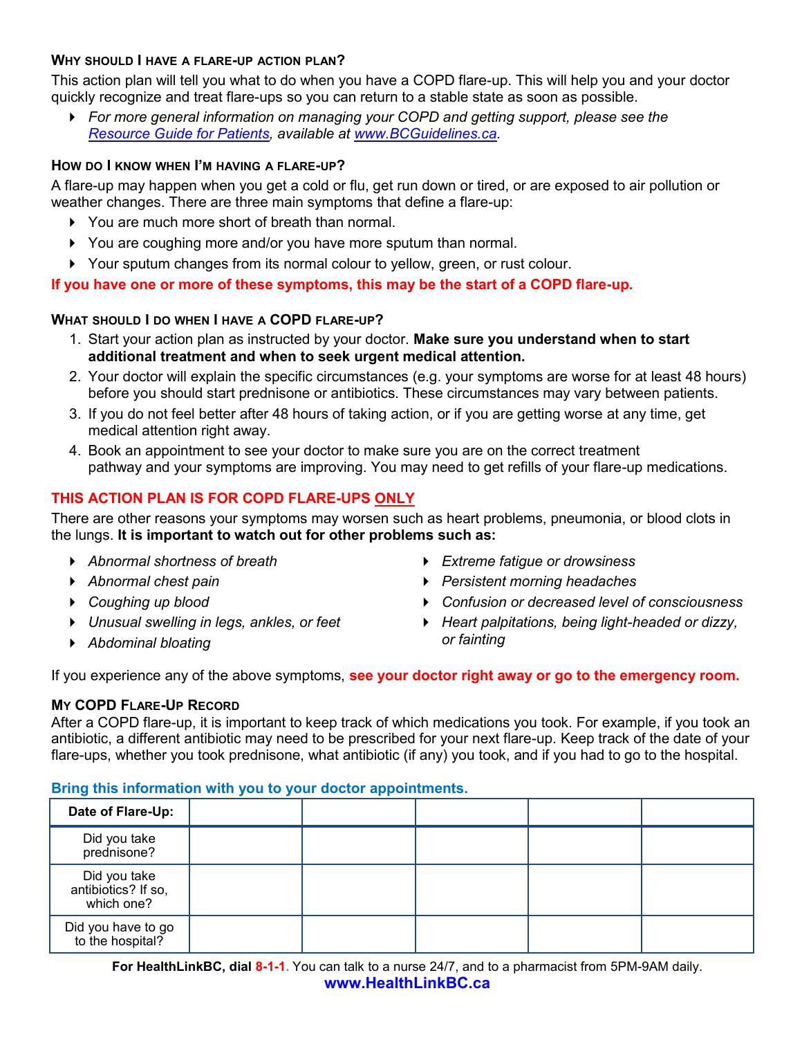### Why should I have a flare-up action plan?

This action plan will tell you what to do when you have a COPD flare-up. This will help you and your doctor quickly recognize and treat flare-ups so you can return to a stable state as soon as possible.

- *For more general information on managing your COPD and getting support, please see the [Resource Guide for Patients](), available at [www.BCGuidelines.ca]().*

### How do I know when I'm having a flare-up?

A flare-up may happen when you get a cold or flu, get run down or tired, or are exposed to air pollution or weather changes. There are three main symptoms that define a flare-up:

- You are much more short of breath than normal.
- You are coughing more and/or you have more sputum than normal.
- Your sputum changes from its normal colour to yellow, green, or rust colour.

**If you have one or more of these symptoms, this may be the start of a COPD flare-up.**

### What should I do when I have a COPD flare-up?

1. Start your action plan as instructed by your doctor. **Make sure you understand when to start additional treatment and when to seek urgent medical attention.**
2. Your doctor will explain the specific circumstances (e.g. your symptoms are worse for at least 48 hours) before you should start prednisone or antibiotics. These circumstances may vary between patients.
3. If you do not feel better after 48 hours of taking action, or if you are getting worse at any time, get medical attention right away.
4. Book an appointment to see your doctor to make sure you are on the correct treatment pathway and your symptoms are improving. You may need to get refills of your flare-up medications.

### THIS ACTION PLAN IS FOR COPD FLARE-UPS ONLY

There are other reasons your symptoms may worsen such as heart problems, pneumonia, or blood clots in the lungs. **It is important to watch out for other problems such as:**

- *Abnormal shortness of breath*
- *Abnormal chest pain*
- *Coughing up blood*
- *Unusual swelling in legs, ankles, or feet*
- *Abdominal bloating*
- *Extreme fatigue or drowsiness*
- *Persistent morning headaches*
- *Confusion or decreased level of consciousness*
- *Heart palpitations, being light-headed or dizzy, or fainting*

If you experience any of the above symptoms, **see your doctor right away or go to the emergency room.**

### My COPD Flare-Up Record

After a COPD flare-up, it is important to keep track of which medications you took. For example, if you took an antibiotic, a different antibiotic may need to be prescribed for your next flare-up. Keep track of the date of your flare-ups, whether you took prednisone, what antibiotic (if any) you took, and if you had to go to the hospital.

**Bring this information with you to your doctor appointments.**

| Date of Flare-Up: | | | | | |
|---|---|---|---|---|---|
| Did you take prednisone? | | | | | |
| Did you take antibiotics? If so, which one? | | | | | |
| Did you have to go to the hospital? | | | | | |

**For HealthLinkBC, dial 8-1-1**. You can talk to a nurse 24/7, and to a pharmacist from 5PM-9AM daily.
**www.HealthLinkBC.ca**